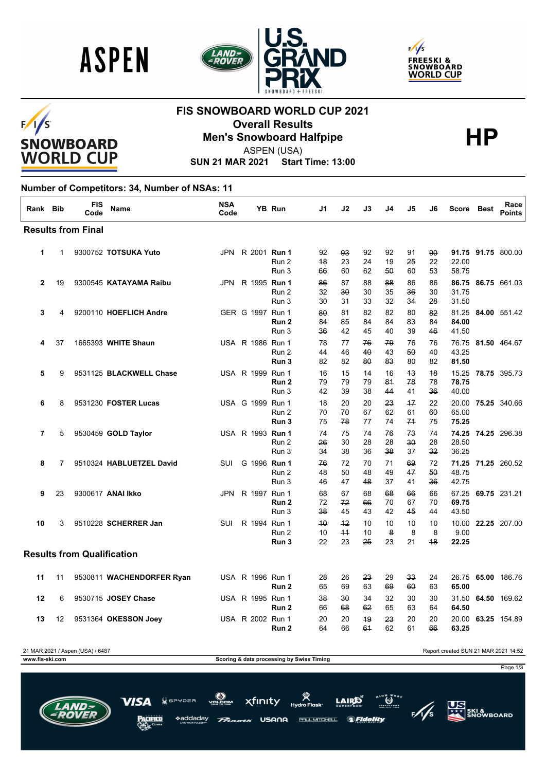# FIS SNOWBOARD WORLD CUP 2021

## Overall Results

## Men's Snowboard Halfpipe

**HP**

ASPEN (USA)

**SUN 21 MAR 2021 Start Time: 13:00**

### Number of Competitors: 34, Number of NSAs: 11

| Rank | Bib | FIS Code | Name | NSA Code | YB | Run | J1 | J2 | J3 | J4 | J5 | J6 | Score | Best | Race Points |
|---|---|---|---|---|---|---|---|---|---|---|---|---|---|---|---|
| **Results from Final** | | | | | | | | | | | | | | | |
| **1** | 1 | 9300752 | **TOTSUKA Yuto** | JPN | R 2001 | **Run 1** | 92 | ~~93~~ | 92 | 92 | 91 | ~~90~~ | **91.75** | **91.75** | 800.00 |
| | | | | | | Run 2 | ~~18~~ | 23 | 24 | 19 | ~~25~~ | 22 | 22.00 | | |
| | | | | | | Run 3 | ~~66~~ | 60 | 62 | ~~50~~ | 60 | 53 | 58.75 | | |
| **2** | 19 | 9300545 | **KATAYAMA Raibu** | JPN | R 1995 | **Run 1** | ~~86~~ | 87 | 88 | ~~88~~ | 86 | 86 | **86.75** | **86.75** | 661.03 |
| | | | | | | Run 2 | 32 | ~~30~~ | 30 | 35 | ~~36~~ | 30 | 31.75 | | |
| | | | | | | Run 3 | 30 | 31 | 33 | 32 | ~~34~~ | ~~28~~ | 31.50 | | |
| **3** | 4 | 9200110 | **HOEFLICH Andre** | GER | G 1997 | Run 1 | ~~80~~ | 81 | 82 | 82 | 80 | ~~82~~ | 81.25 | **84.00** | 551.42 |
| | | | | | | **Run 2** | 84 | ~~85~~ | 84 | 84 | ~~83~~ | 84 | **84.00** | | |
| | | | | | | Run 3 | ~~36~~ | 42 | 45 | 40 | 39 | ~~46~~ | 41.50 | | |
| **4** | 37 | 1665393 | **WHITE Shaun** | USA | R 1986 | Run 1 | 78 | 77 | ~~76~~ | ~~79~~ | 76 | 76 | 76.75 | **81.50** | 464.67 |
| | | | | | | Run 2 | 44 | 46 | ~~40~~ | 43 | ~~50~~ | 40 | 43.25 | | |
| | | | | | | **Run 3** | 82 | 82 | ~~80~~ | ~~83~~ | 80 | 82 | **81.50** | | |
| **5** | 9 | 9531125 | **BLACKWELL Chase** | USA | R 1999 | Run 1 | 16 | 15 | 14 | 16 | ~~13~~ | ~~18~~ | 15.25 | **78.75** | 395.73 |
| | | | | | | **Run 2** | 79 | 79 | 79 | ~~81~~ | ~~78~~ | 78 | **78.75** | | |
| | | | | | | Run 3 | 42 | 39 | 38 | ~~44~~ | 41 | ~~36~~ | 40.00 | | |
| **6** | 8 | 9531230 | **FOSTER Lucas** | USA | G 1999 | Run 1 | 18 | 20 | 20 | ~~23~~ | ~~17~~ | 22 | 20.00 | **75.25** | 340.66 |
| | | | | | | Run 2 | 70 | ~~70~~ | 67 | 62 | 61 | ~~60~~ | 65.00 | | |
| | | | | | | **Run 3** | 75 | ~~78~~ | 77 | 74 | ~~71~~ | 75 | **75.25** | | |
| **7** | 5 | 9530459 | **GOLD Taylor** | USA | R 1993 | **Run 1** | 74 | 75 | 74 | ~~76~~ | ~~73~~ | 74 | **74.25** | **74.25** | 296.38 |
| | | | | | | Run 2 | ~~26~~ | 30 | 28 | 28 | ~~30~~ | 28 | 28.50 | | |
| | | | | | | Run 3 | 34 | 38 | 36 | ~~38~~ | 37 | ~~32~~ | 36.25 | | |
| **8** | 7 | 9510324 | **HABLUETZEL David** | SUI | G 1996 | **Run 1** | ~~76~~ | 72 | 70 | 71 | ~~69~~ | 72 | **71.25** | **71.25** | 260.52 |
| | | | | | | Run 2 | 48 | 50 | 48 | 49 | ~~47~~ | ~~50~~ | 48.75 | | |
| | | | | | | Run 3 | 46 | 47 | ~~48~~ | 37 | 41 | ~~36~~ | 42.75 | | |
| **9** | 23 | 9300617 | **ANAI Ikko** | JPN | R 1997 | Run 1 | 68 | 67 | 68 | ~~68~~ | ~~66~~ | 66 | 67.25 | **69.75** | 231.21 |
| | | | | | | **Run 2** | 72 | ~~72~~ | ~~66~~ | 70 | 67 | 70 | **69.75** | | |
| | | | | | | Run 3 | ~~38~~ | 45 | 43 | 42 | ~~45~~ | 44 | 43.50 | | |
| **10** | 3 | 9510228 | **SCHERRER Jan** | SUI | R 1994 | Run 1 | ~~10~~ | ~~12~~ | 10 | 10 | 10 | 10 | 10.00 | **22.25** | 207.00 |
| | | | | | | Run 2 | 10 | ~~11~~ | 10 | ~~8~~ | 8 | 8 | 9.00 | | |
| | | | | | | **Run 3** | 22 | 23 | ~~25~~ | 23 | 21 | ~~18~~ | **22.25** | | |
| **Results from Qualification** | | | | | | | | | | | | | | | |
| **11** | 11 | 9530811 | **WACHENDORFER Ryan** | USA | R 1996 | Run 1 | 28 | 26 | ~~23~~ | 29 | ~~33~~ | 24 | 26.75 | **65.00** | 186.76 |
| | | | | | | **Run 2** | 65 | 69 | 63 | ~~69~~ | ~~60~~ | 63 | **65.00** | | |
| **12** | 6 | 9530715 | **JOSEY Chase** | USA | R 1995 | Run 1 | ~~38~~ | ~~30~~ | 34 | 32 | 30 | 30 | 31.50 | **64.50** | 169.62 |
| | | | | | | **Run 2** | 66 | ~~68~~ | ~~62~~ | 65 | 63 | 64 | **64.50** | | |
| **13** | 12 | 9531364 | **OKESSON Joey** | USA | R 2002 | Run 1 | 20 | 20 | ~~19~~ | ~~23~~ | 20 | 20 | 20.00 | **63.25** | 154.89 |
| | | | | | | **Run 2** | 64 | 66 | ~~61~~ | 62 | 61 | ~~66~~ | **63.25** | | |

21 MAR 2021 / Aspen (USA) / 6487

Report created SUN 21 MAR 2021 14:52

www.fis-ski.com

Scoring & data processing by Swiss Timing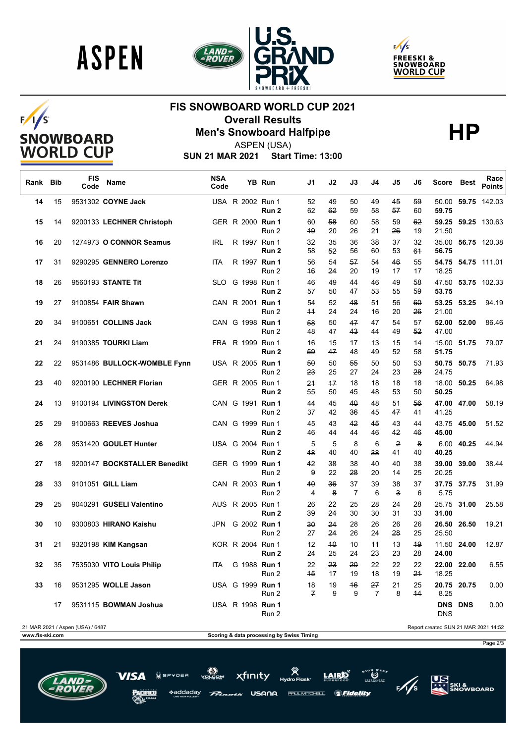# FIS SNOWBOARD WORLD CUP 2021

## Overall Results

## Men's Snowboard Halfpipe

**HP**

ASPEN (USA)

**SUN 21 MAR 2021 Start Time: 13:00**

| Rank | Bib | FIS Code | Name | NSA Code | | YB | Run | J1 | J2 | J3 | J4 | J5 | J6 | Score | Best | Race Points |
|---|---|---|---|---|---|---|---|---|---|---|---|---|---|---|---|---|
| 14 | 15 | 9531302 | **COYNE Jack** | USA | R | 2002 | Run 1 | 52 | 49 | 50 | 49 | ~~45~~ | ~~59~~ | 50.00 | **59.75** | 142.03 |
| | | | | | | | **Run 2** | 62 | ~~62~~ | 59 | 58 | ~~57~~ | 60 | **59.75** | | |
| 15 | 14 | 9200133 | **LECHNER Christoph** | GER | R | 2000 | **Run 1** | 60 | ~~58~~ | 60 | 58 | 59 | ~~62~~ | **59.25** | **59.25** | 130.63 |
| | | | | | | | Run 2 | ~~19~~ | 20 | 26 | 21 | ~~26~~ | 19 | 21.50 | | |
| 16 | 20 | 1274973 | **O CONNOR Seamus** | IRL | R | 1997 | Run 1 | ~~32~~ | 35 | 36 | ~~38~~ | 37 | 32 | 35.00 | **56.75** | 120.38 |
| | | | | | | | **Run 2** | 58 | ~~52~~ | 56 | 60 | 53 | ~~61~~ | **56.75** | | |
| 17 | 31 | 9290295 | **GENNERO Lorenzo** | ITA | R | 1997 | **Run 1** | 56 | 54 | ~~57~~ | 54 | ~~46~~ | 55 | **54.75** | **54.75** | 111.01 |
| | | | | | | | Run 2 | ~~16~~ | ~~24~~ | 20 | 19 | 17 | 17 | 18.25 | | |
| 18 | 26 | 9560193 | **STANTE Tit** | SLO | G | 1998 | Run 1 | 46 | 49 | ~~44~~ | 46 | 49 | ~~58~~ | 47.50 | **53.75** | 102.33 |
| | | | | | | | **Run 2** | 57 | 50 | ~~47~~ | 53 | 55 | ~~59~~ | **53.75** | | |
| 19 | 27 | 9100854 | **FAIR Shawn** | CAN | R | 2001 | **Run 1** | 54 | 52 | ~~48~~ | 51 | 56 | ~~60~~ | **53.25** | **53.25** | 94.19 |
| | | | | | | | Run 2 | ~~11~~ | 24 | 24 | 16 | 20 | ~~26~~ | 21.00 | | |
| 20 | 34 | 9100651 | **COLLINS Jack** | CAN | G | 1998 | **Run 1** | ~~58~~ | 50 | ~~47~~ | 47 | 54 | 57 | **52.00** | **52.00** | 86.46 |
| | | | | | | | Run 2 | 48 | 47 | ~~43~~ | 44 | 49 | ~~52~~ | 47.00 | | |
| 21 | 24 | 9190385 | **TOURKI Liam** | FRA | R | 1999 | Run 1 | 16 | 15 | ~~17~~ | ~~13~~ | 15 | 14 | 15.00 | **51.75** | 79.07 |
| | | | | | | | **Run 2** | ~~59~~ | ~~47~~ | 48 | 49 | 52 | 58 | **51.75** | | |
| 22 | 22 | 9531486 | **BULLOCK-WOMBLE Fynn** | USA | R | 2005 | **Run 1** | ~~50~~ | 50 | ~~55~~ | 50 | 50 | 53 | **50.75** | **50.75** | 71.93 |
| | | | | | | | Run 2 | ~~23~~ | 25 | 27 | 24 | 23 | ~~28~~ | 24.75 | | |
| 23 | 40 | 9200190 | **LECHNER Florian** | GER | R | 2005 | Run 1 | ~~21~~ | ~~17~~ | 18 | 18 | 18 | 18 | 18.00 | **50.25** | 64.98 |
| | | | | | | | **Run 2** | ~~55~~ | 50 | ~~45~~ | 48 | 53 | 50 | **50.25** | | |
| 24 | 13 | 9100194 | **LIVINGSTON Derek** | CAN | G | 1991 | **Run 1** | 44 | 45 | ~~40~~ | 48 | 51 | ~~56~~ | **47.00** | **47.00** | 58.19 |
| | | | | | | | Run 2 | 37 | 42 | ~~36~~ | 45 | ~~47~~ | 41 | 41.25 | | |
| 25 | 29 | 9100663 | **REEVES Joshua** | CAN | G | 1999 | Run 1 | 45 | 43 | ~~42~~ | ~~45~~ | 43 | 44 | 43.75 | **45.00** | 51.52 |
| | | | | | | | **Run 2** | 46 | 44 | 44 | 46 | ~~42~~ | ~~46~~ | **45.00** | | |
| 26 | 28 | 9531420 | **GOULET Hunter** | USA | G | 2004 | Run 1 | 5 | 5 | 8 | 6 | ~~2~~ | ~~8~~ | 6.00 | **40.25** | 44.94 |
| | | | | | | | **Run 2** | ~~48~~ | 40 | 40 | ~~38~~ | 41 | 40 | **40.25** | | |
| 27 | 18 | 9200147 | **BOCKSTALLER Benedikt** | GER | G | 1999 | **Run 1** | ~~42~~ | ~~38~~ | 38 | 40 | 40 | 38 | **39.00** | **39.00** | 38.44 |
| | | | | | | | Run 2 | ~~9~~ | 22 | ~~28~~ | 20 | 14 | 25 | 20.25 | | |
| 28 | 33 | 9101051 | **GILL Liam** | CAN | R | 2003 | **Run 1** | ~~40~~ | ~~36~~ | 37 | 39 | 38 | 37 | **37.75** | **37.75** | 31.99 |
| | | | | | | | Run 2 | 4 | ~~8~~ | 7 | 6 | ~~3~~ | 6 | 5.75 | | |
| 29 | 25 | 9040291 | **GUSELI Valentino** | AUS | R | 2005 | Run 1 | 26 | ~~22~~ | 25 | 28 | 24 | ~~28~~ | 25.75 | **31.00** | 25.58 |
| | | | | | | | **Run 2** | ~~39~~ | ~~24~~ | 30 | 30 | 31 | 33 | **31.00** | | |
| 30 | 10 | 9300803 | **HIRANO Kaishu** | JPN | G | 2002 | **Run 1** | ~~30~~ | ~~24~~ | 28 | 26 | 26 | 26 | **26.50** | **26.50** | 19.21 |
| | | | | | | | Run 2 | 27 | ~~24~~ | 26 | 24 | ~~28~~ | 25 | 25.50 | | |
| 31 | 21 | 9320198 | **KIM Kangsan** | KOR | R | 2004 | Run 1 | 12 | ~~10~~ | 10 | 11 | 13 | ~~19~~ | 11.50 | **24.00** | 12.87 |
| | | | | | | | **Run 2** | 24 | 25 | 24 | ~~23~~ | 23 | ~~28~~ | **24.00** | | |
| 32 | 35 | 7535030 | **VITO Louis Philip** | ITA | G | 1988 | **Run 1** | 22 | ~~23~~ | ~~20~~ | 22 | 22 | 22 | **22.00** | **22.00** | 6.55 |
| | | | | | | | Run 2 | ~~15~~ | 17 | 19 | 18 | 19 | ~~21~~ | 18.25 | | |
| 33 | 16 | 9531295 | **WOLLE Jason** | USA | G | 1999 | **Run 1** | 18 | 19 | ~~16~~ | ~~27~~ | 21 | 25 | **20.75** | **20.75** | 0.00 |
| | | | | | | | Run 2 | ~~7~~ | 9 | 9 | 7 | 8 | ~~14~~ | 8.25 | | |
| | 17 | 9531115 | **BOWMAN Joshua** | USA | R | 1998 | **Run 1** | | | | | | | **DNS** | **DNS** | 0.00 |
| | | | | | | | Run 2 | | | | | | | DNS | | |

21 MAR 2021 / Aspen (USA) / 6487

Report created SUN 21 MAR 2021 14:52

www.fis-ski.com

Scoring & data processing by Swiss Timing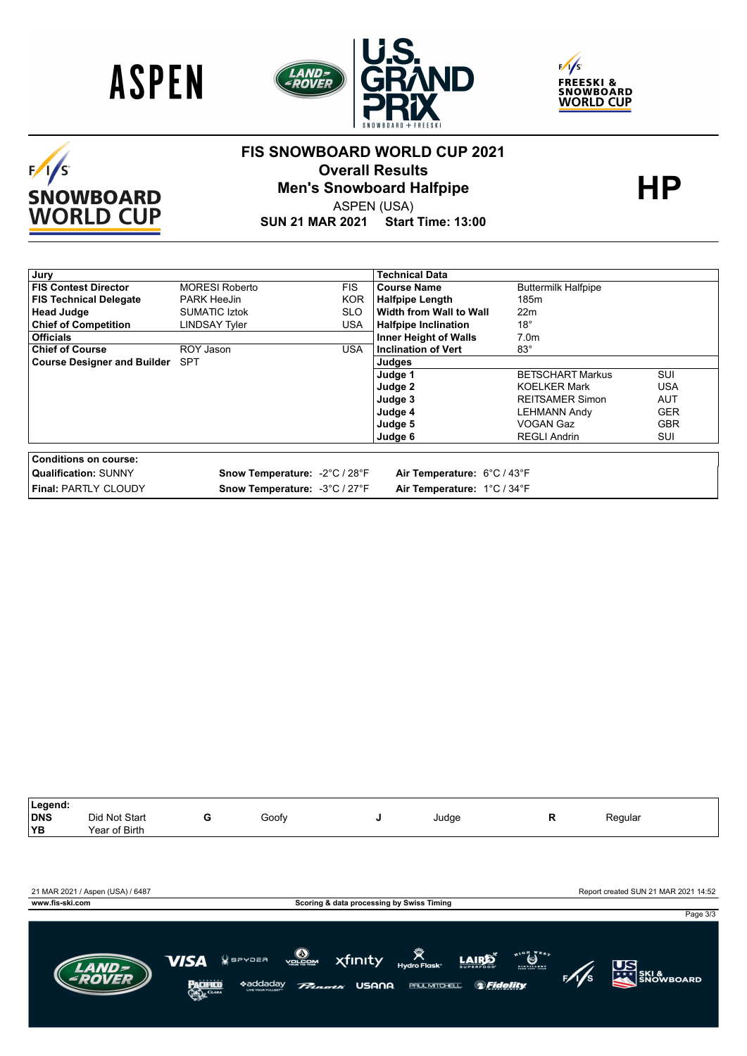# FIS SNOWBOARD WORLD CUP 2021

## Overall Results

## Men's Snowboard Halfpipe

**HP**

ASPEN (USA)

**SUN 21 MAR 2021 Start Time: 13:00**

| Jury | | | Technical Data | | |
|---|---|---|---|---|---|
| **FIS Contest Director** | MORESI Roberto | FIS | **Course Name** | Buttermilk Halfpipe | |
| **FIS Technical Delegate** | PARK HeeJin | KOR | **Halfpipe Length** | 185m | |
| **Head Judge** | SUMATIC Iztok | SLO | **Width from Wall to Wall** | 22m | |
| **Chief of Competition** | LINDSAY Tyler | USA | **Halfpipe Inclination** | 18° | |
| **Officials** | | | **Inner Height of Walls** | 7.0m | |
| **Chief of Course** | ROY Jason | USA | **Inclination of Vert** | 83° | |
| **Course Designer and Builder** | SPT | | **Judges** | | |
| | | | **Judge 1** | BETSCHART Markus | SUI |
| | | | **Judge 2** | KOELKER Mark | USA |
| | | | **Judge 3** | REITSAMER Simon | AUT |
| | | | **Judge 4** | LEHMANN Andy | GER |
| | | | **Judge 5** | VOGAN Gaz | GBR |
| | | | **Judge 6** | REGLI Andrin | SUI |

| Conditions on course: | | |
|---|---|---|
| **Qualification:** SUNNY | **Snow Temperature:** -2°C / 28°F | **Air Temperature:** 6°C / 43°F |
| **Final:** PARTLY CLOUDY | **Snow Temperature:** -3°C / 27°F | **Air Temperature:** 1°C / 34°F |

| Legend: | | | | | | | |
|---|---|---|---|---|---|---|---|
| **DNS** | Did Not Start | **G** | Goofy | **J** | Judge | **R** | Regular |
| **YB** | Year of Birth | | | | | | |

21 MAR 2021 / Aspen (USA) / 6487

Report created SUN 21 MAR 2021 14:52

www.fis-ski.com

Scoring & data processing by Swiss Timing